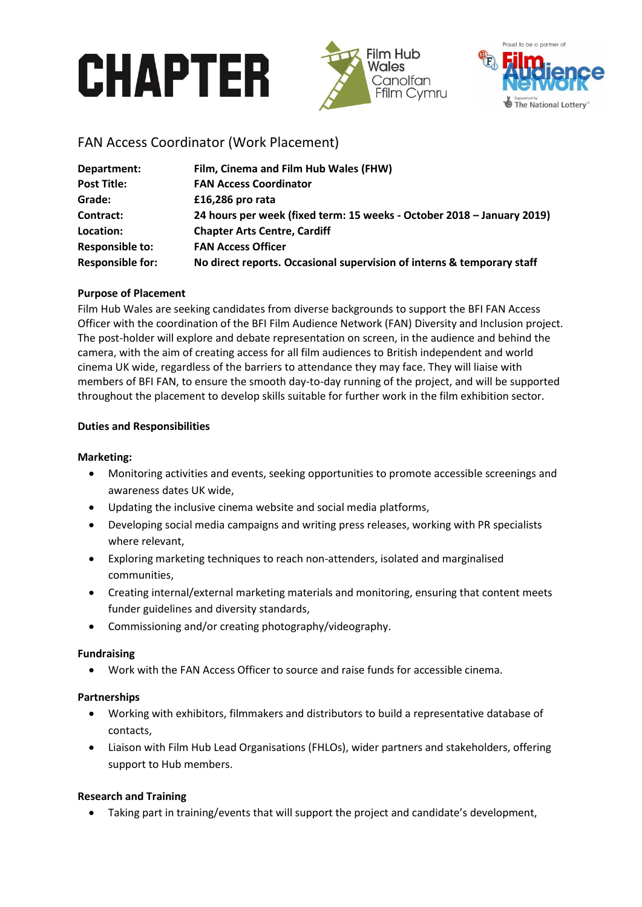# FAN Access Coordinator (Work Placement)

| | |
|---|---|
| **Department:** | **Film, Cinema and Film Hub Wales (FHW)** |
| **Post Title:** | **FAN Access Coordinator** |
| **Grade:** | **£16,286 pro rata** |
| **Contract:** | **24 hours per week (fixed term: 15 weeks - October 2018 – January 2019)** |
| **Location:** | **Chapter Arts Centre, Cardiff** |
| **Responsible to:** | **FAN Access Officer** |
| **Responsible for:** | **No direct reports. Occasional supervision of interns & temporary staff** |

**Purpose of Placement**

Film Hub Wales are seeking candidates from diverse backgrounds to support the BFI FAN Access Officer with the coordination of the BFI Film Audience Network (FAN) Diversity and Inclusion project. The post-holder will explore and debate representation on screen, in the audience and behind the camera, with the aim of creating access for all film audiences to British independent and world cinema UK wide, regardless of the barriers to attendance they may face. They will liaise with members of BFI FAN, to ensure the smooth day-to-day running of the project, and will be supported throughout the placement to develop skills suitable for further work in the film exhibition sector.

**Duties and Responsibilities**

**Marketing:**

- Monitoring activities and events, seeking opportunities to promote accessible screenings and awareness dates UK wide,
- Updating the inclusive cinema website and social media platforms,
- Developing social media campaigns and writing press releases, working with PR specialists where relevant,
- Exploring marketing techniques to reach non-attenders, isolated and marginalised communities,
- Creating internal/external marketing materials and monitoring, ensuring that content meets funder guidelines and diversity standards,
- Commissioning and/or creating photography/videography.

**Fundraising**

- Work with the FAN Access Officer to source and raise funds for accessible cinema.

**Partnerships**

- Working with exhibitors, filmmakers and distributors to build a representative database of contacts,
- Liaison with Film Hub Lead Organisations (FHLOs), wider partners and stakeholders, offering support to Hub members.

**Research and Training**

- Taking part in training/events that will support the project and candidate's development,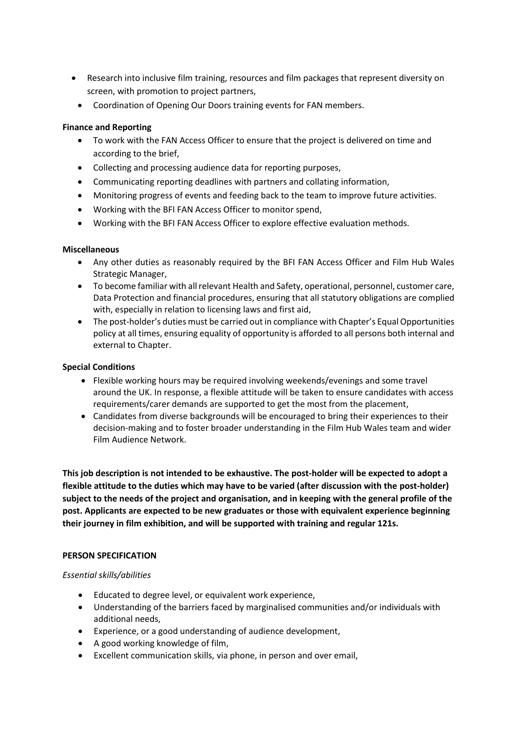- Research into inclusive film training, resources and film packages that represent diversity on screen, with promotion to project partners,
- Coordination of Opening Our Doors training events for FAN members.

**Finance and Reporting**

- To work with the FAN Access Officer to ensure that the project is delivered on time and according to the brief,
- Collecting and processing audience data for reporting purposes,
- Communicating reporting deadlines with partners and collating information,
- Monitoring progress of events and feeding back to the team to improve future activities.
- Working with the BFI FAN Access Officer to monitor spend,
- Working with the BFI FAN Access Officer to explore effective evaluation methods.

**Miscellaneous**

- Any other duties as reasonably required by the BFI FAN Access Officer and Film Hub Wales Strategic Manager,
- To become familiar with all relevant Health and Safety, operational, personnel, customer care, Data Protection and financial procedures, ensuring that all statutory obligations are complied with, especially in relation to licensing laws and first aid,
- The post-holder's duties must be carried out in compliance with Chapter's Equal Opportunities policy at all times, ensuring equality of opportunity is afforded to all persons both internal and external to Chapter.

**Special Conditions**

- Flexible working hours may be required involving weekends/evenings and some travel around the UK. In response, a flexible attitude will be taken to ensure candidates with access requirements/carer demands are supported to get the most from the placement,
- Candidates from diverse backgrounds will be encouraged to bring their experiences to their decision-making and to foster broader understanding in the Film Hub Wales team and wider Film Audience Network.

**This job description is not intended to be exhaustive. The post-holder will be expected to adopt a flexible attitude to the duties which may have to be varied (after discussion with the post-holder) subject to the needs of the project and organisation, and in keeping with the general profile of the post. Applicants are expected to be new graduates or those with equivalent experience beginning their journey in film exhibition, and will be supported with training and regular 121s.**

**PERSON SPECIFICATION**

*Essential skills/abilities*

- Educated to degree level, or equivalent work experience,
- Understanding of the barriers faced by marginalised communities and/or individuals with additional needs,
- Experience, or a good understanding of audience development,
- A good working knowledge of film,
- Excellent communication skills, via phone, in person and over email,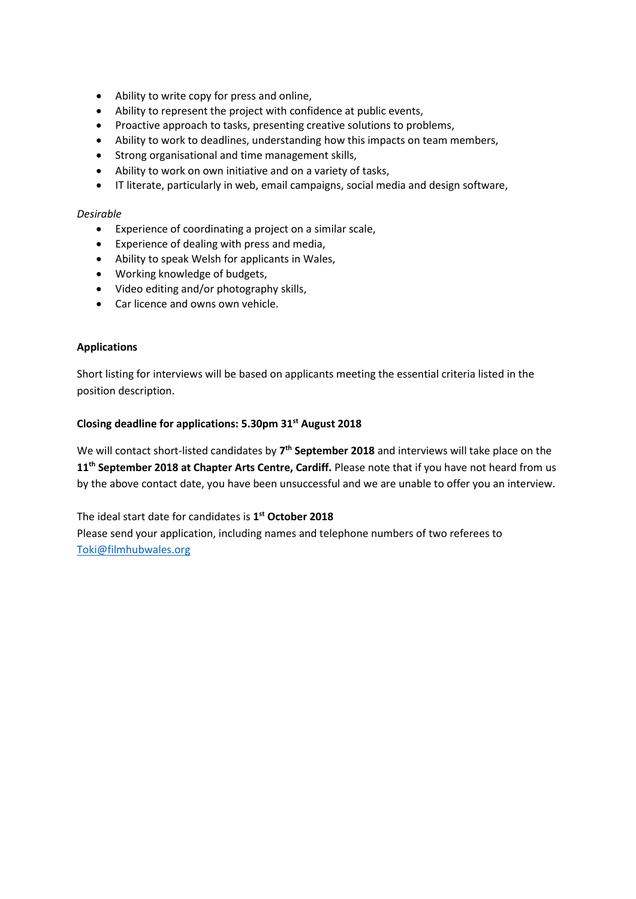- Ability to write copy for press and online,
- Ability to represent the project with confidence at public events,
- Proactive approach to tasks, presenting creative solutions to problems,
- Ability to work to deadlines, understanding how this impacts on team members,
- Strong organisational and time management skills,
- Ability to work on own initiative and on a variety of tasks,
- IT literate, particularly in web, email campaigns, social media and design software,

*Desirable*

- Experience of coordinating a project on a similar scale,
- Experience of dealing with press and media,
- Ability to speak Welsh for applicants in Wales,
- Working knowledge of budgets,
- Video editing and/or photography skills,
- Car licence and owns own vehicle.

**Applications**

Short listing for interviews will be based on applicants meeting the essential criteria listed in the position description.

**Closing deadline for applications: 5.30pm 31st August 2018**

We will contact short-listed candidates by **7th September 2018** and interviews will take place on the **11th September 2018 at Chapter Arts Centre, Cardiff.** Please note that if you have not heard from us by the above contact date, you have been unsuccessful and we are unable to offer you an interview.

The ideal start date for candidates is **1st October 2018**
Please send your application, including names and telephone numbers of two referees to [Toki@filmhubwales.org](mailto:Toki@filmhubwales.org)